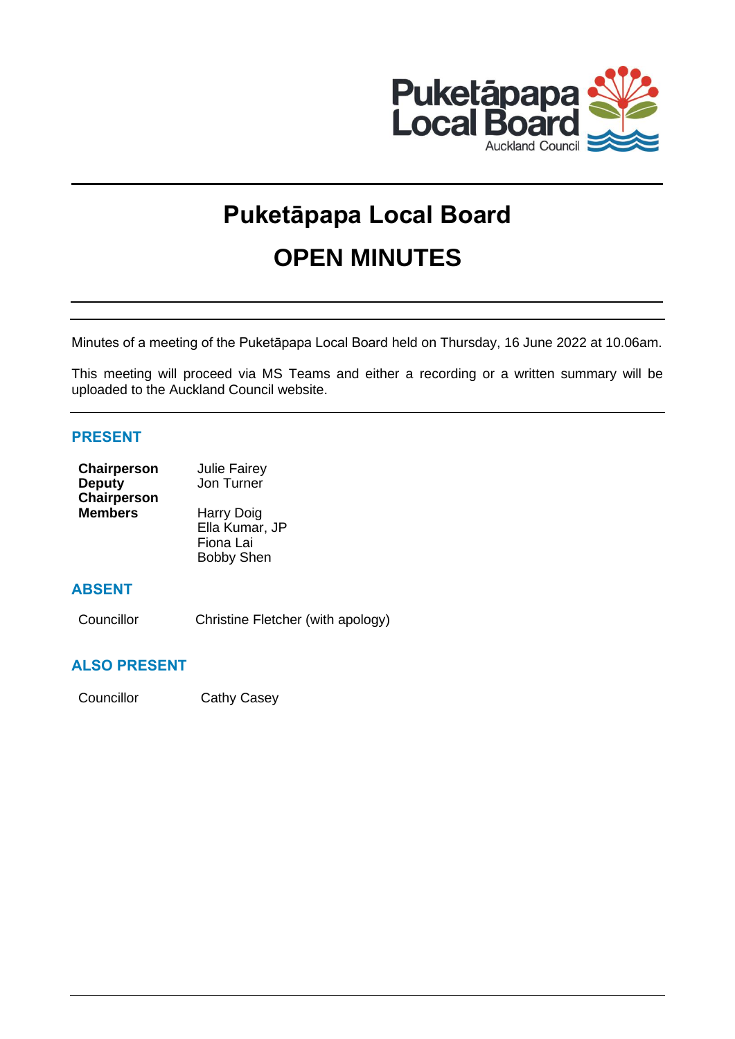# Puketāpapa Local Board

# OPEN MINUTES

Minutes of a meeting of the Puketāpapa Local Board held on Thursday, 16 June 2022 at 10.06am.

This meeting will proceed via MS Teams and either a recording or a written summary will be uploaded to the Auckland Council website.

## PRESENT

| | |
|---|---|
| **Chairperson** | Julie Fairey |
| **Deputy Chairperson** | Jon Turner |
| **Members** | Harry Doig |
| | Ella Kumar, JP |
| | Fiona Lai |
| | Bobby Shen |

## ABSENT

| | |
|---|---|
| Councillor | Christine Fletcher (with apology) |

## ALSO PRESENT

| | |
|---|---|
| Councillor | Cathy Casey |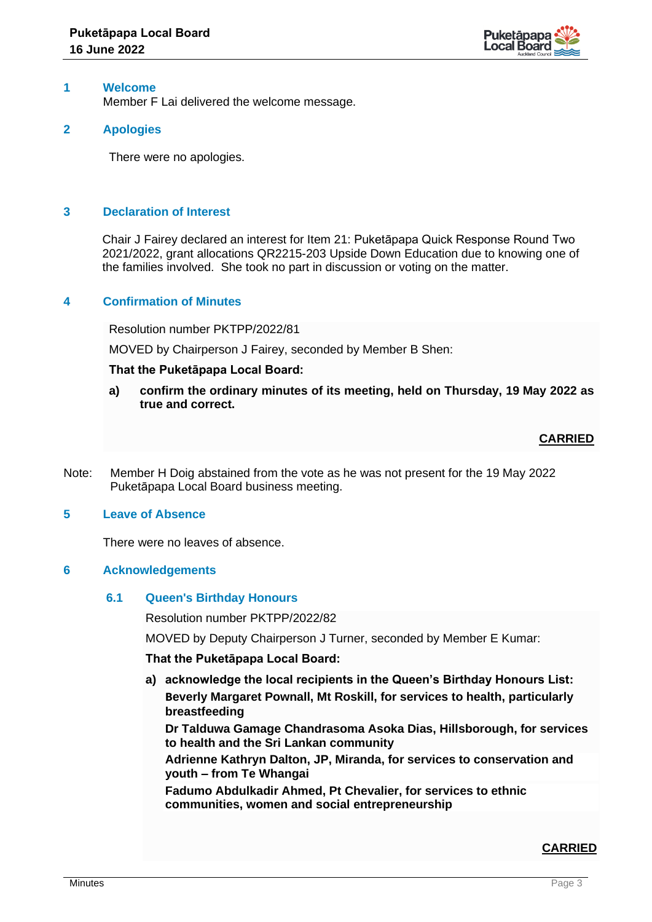## 1 Welcome

Member F Lai delivered the welcome message.

## 2 Apologies

There were no apologies.

## 3 Declaration of Interest

Chair J Fairey declared an interest for Item 21: Puketāpapa Quick Response Round Two 2021/2022, grant allocations QR2215-203 Upside Down Education due to knowing one of the families involved. She took no part in discussion or voting on the matter.

## 4 Confirmation of Minutes

Resolution number PKTPP/2022/81

MOVED by Chairperson J Fairey, seconded by Member B Shen:

**That the Puketāpapa Local Board:**

**a) confirm the ordinary minutes of its meeting, held on Thursday, 19 May 2022 as true and correct.**

**CARRIED**

Note: Member H Doig abstained from the vote as he was not present for the 19 May 2022 Puketāpapa Local Board business meeting.

## 5 Leave of Absence

There were no leaves of absence.

## 6 Acknowledgements

### 6.1 Queen's Birthday Honours

Resolution number PKTPP/2022/82

MOVED by Deputy Chairperson J Turner, seconded by Member E Kumar:

**That the Puketāpapa Local Board:**

**a) acknowledge the local recipients in the Queen's Birthday Honours List:**

**Beverly Margaret Pownall, Mt Roskill, for services to health, particularly breastfeeding**

**Dr Talduwa Gamage Chandrasoma Asoka Dias, Hillsborough, for services to health and the Sri Lankan community**

**Adrienne Kathryn Dalton, JP, Miranda, for services to conservation and youth – from Te Whangai**

**Fadumo Abdulkadir Ahmed, Pt Chevalier, for services to ethnic communities, women and social entrepreneurship**

**CARRIED**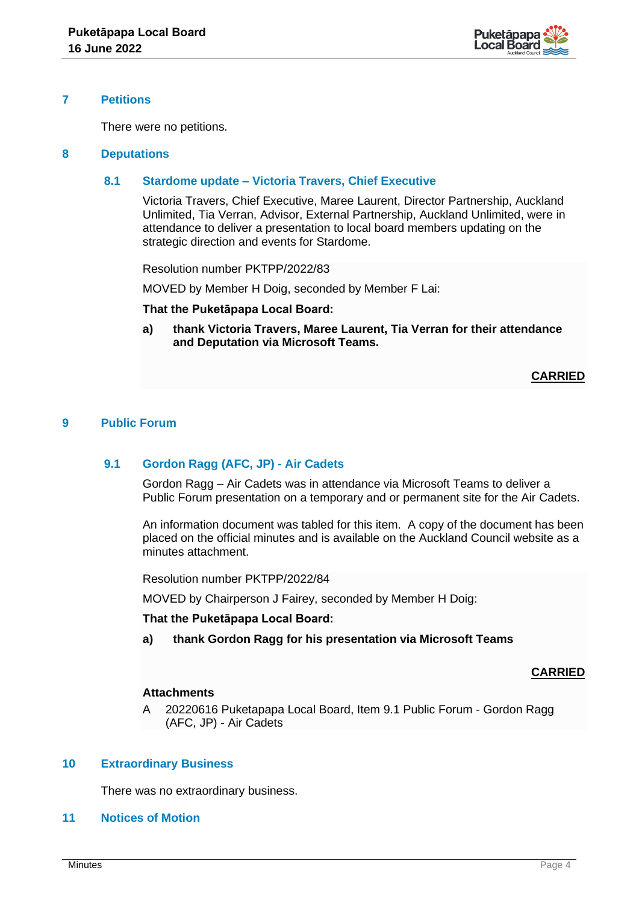## 7 Petitions

There were no petitions.

## 8 Deputations

### 8.1 Stardome update – Victoria Travers, Chief Executive

Victoria Travers, Chief Executive, Maree Laurent, Director Partnership, Auckland Unlimited, Tia Verran, Advisor, External Partnership, Auckland Unlimited, were in attendance to deliver a presentation to local board members updating on the strategic direction and events for Stardome.

Resolution number PKTPP/2022/83

MOVED by Member H Doig, seconded by Member F Lai:

**That the Puketāpapa Local Board:**

**a) thank Victoria Travers, Maree Laurent, Tia Verran for their attendance and Deputation via Microsoft Teams.**

**CARRIED**

## 9 Public Forum

### 9.1 Gordon Ragg (AFC, JP) - Air Cadets

Gordon Ragg – Air Cadets was in attendance via Microsoft Teams to deliver a Public Forum presentation on a temporary and or permanent site for the Air Cadets.

An information document was tabled for this item. A copy of the document has been placed on the official minutes and is available on the Auckland Council website as a minutes attachment.

Resolution number PKTPP/2022/84

MOVED by Chairperson J Fairey, seconded by Member H Doig:

**That the Puketāpapa Local Board:**

**a) thank Gordon Ragg for his presentation via Microsoft Teams**

**CARRIED**

**Attachments**

A 20220616 Puketapapa Local Board, Item 9.1 Public Forum - Gordon Ragg (AFC, JP) - Air Cadets

## 10 Extraordinary Business

There was no extraordinary business.

## 11 Notices of Motion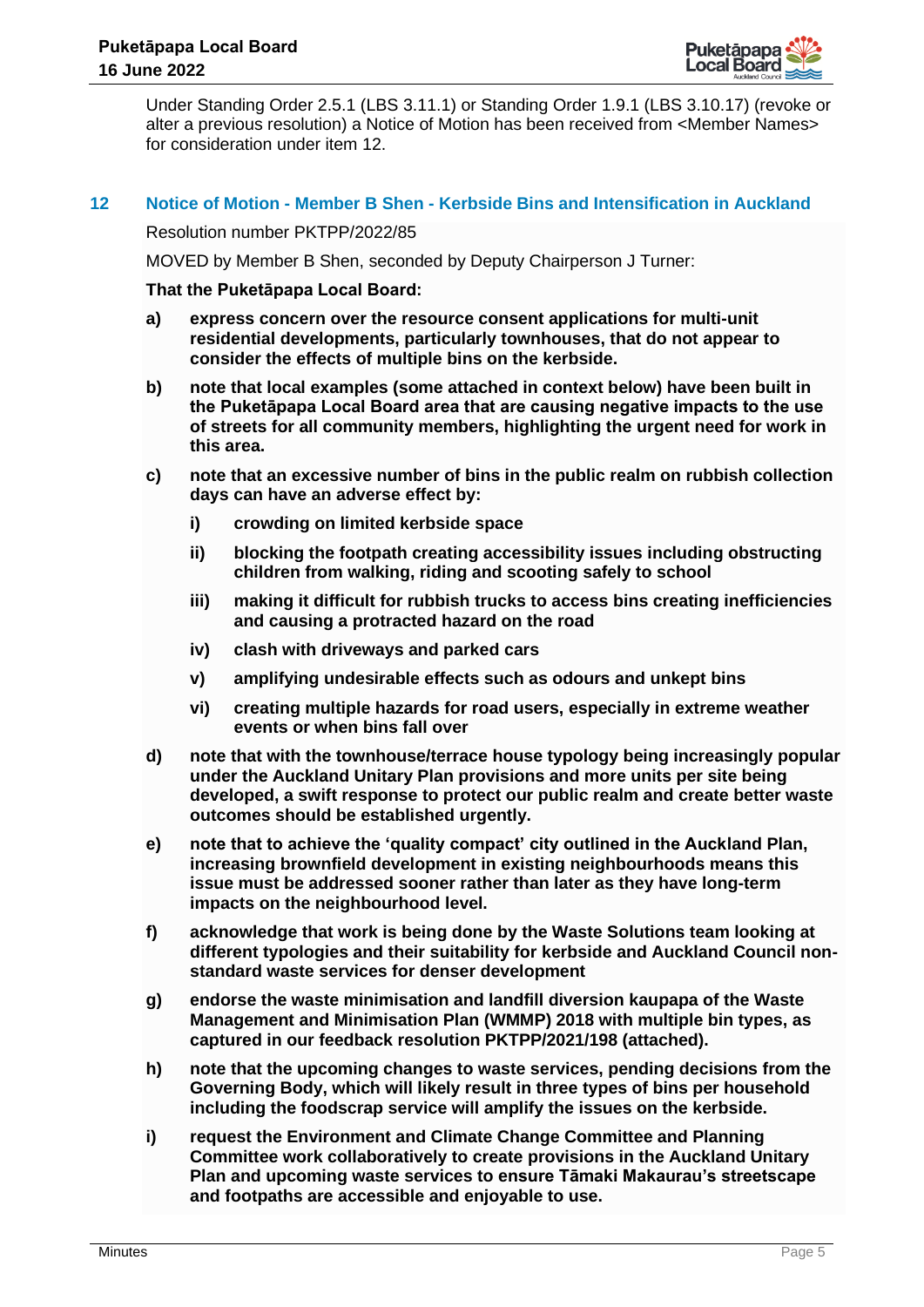Under Standing Order 2.5.1 (LBS 3.11.1) or Standing Order 1.9.1 (LBS 3.10.17) (revoke or alter a previous resolution) a Notice of Motion has been received from <Member Names> for consideration under item 12.

## 12 Notice of Motion - Member B Shen - Kerbside Bins and Intensification in Auckland

Resolution number PKTPP/2022/85

MOVED by Member B Shen, seconded by Deputy Chairperson J Turner:

**That the Puketāpapa Local Board:**

**a) express concern over the resource consent applications for multi-unit residential developments, particularly townhouses, that do not appear to consider the effects of multiple bins on the kerbside.**

**b) note that local examples (some attached in context below) have been built in the Puketāpapa Local Board area that are causing negative impacts to the use of streets for all community members, highlighting the urgent need for work in this area.**

**c) note that an excessive number of bins in the public realm on rubbish collection days can have an adverse effect by:**

- **i) crowding on limited kerbside space**
- **ii) blocking the footpath creating accessibility issues including obstructing children from walking, riding and scooting safely to school**
- **iii) making it difficult for rubbish trucks to access bins creating inefficiencies and causing a protracted hazard on the road**
- **iv) clash with driveways and parked cars**
- **v) amplifying undesirable effects such as odours and unkept bins**
- **vi) creating multiple hazards for road users, especially in extreme weather events or when bins fall over**

**d) note that with the townhouse/terrace house typology being increasingly popular under the Auckland Unitary Plan provisions and more units per site being developed, a swift response to protect our public realm and create better waste outcomes should be established urgently.**

**e) note that to achieve the 'quality compact' city outlined in the Auckland Plan, increasing brownfield development in existing neighbourhoods means this issue must be addressed sooner rather than later as they have long-term impacts on the neighbourhood level.**

**f) acknowledge that work is being done by the Waste Solutions team looking at different typologies and their suitability for kerbside and Auckland Council non-standard waste services for denser development**

**g) endorse the waste minimisation and landfill diversion kaupapa of the Waste Management and Minimisation Plan (WMMP) 2018 with multiple bin types, as captured in our feedback resolution PKTPP/2021/198 (attached).**

**h) note that the upcoming changes to waste services, pending decisions from the Governing Body, which will likely result in three types of bins per household including the foodscrap service will amplify the issues on the kerbside.**

**i) request the Environment and Climate Change Committee and Planning Committee work collaboratively to create provisions in the Auckland Unitary Plan and upcoming waste services to ensure Tāmaki Makaurau's streetscape and footpaths are accessible and enjoyable to use.**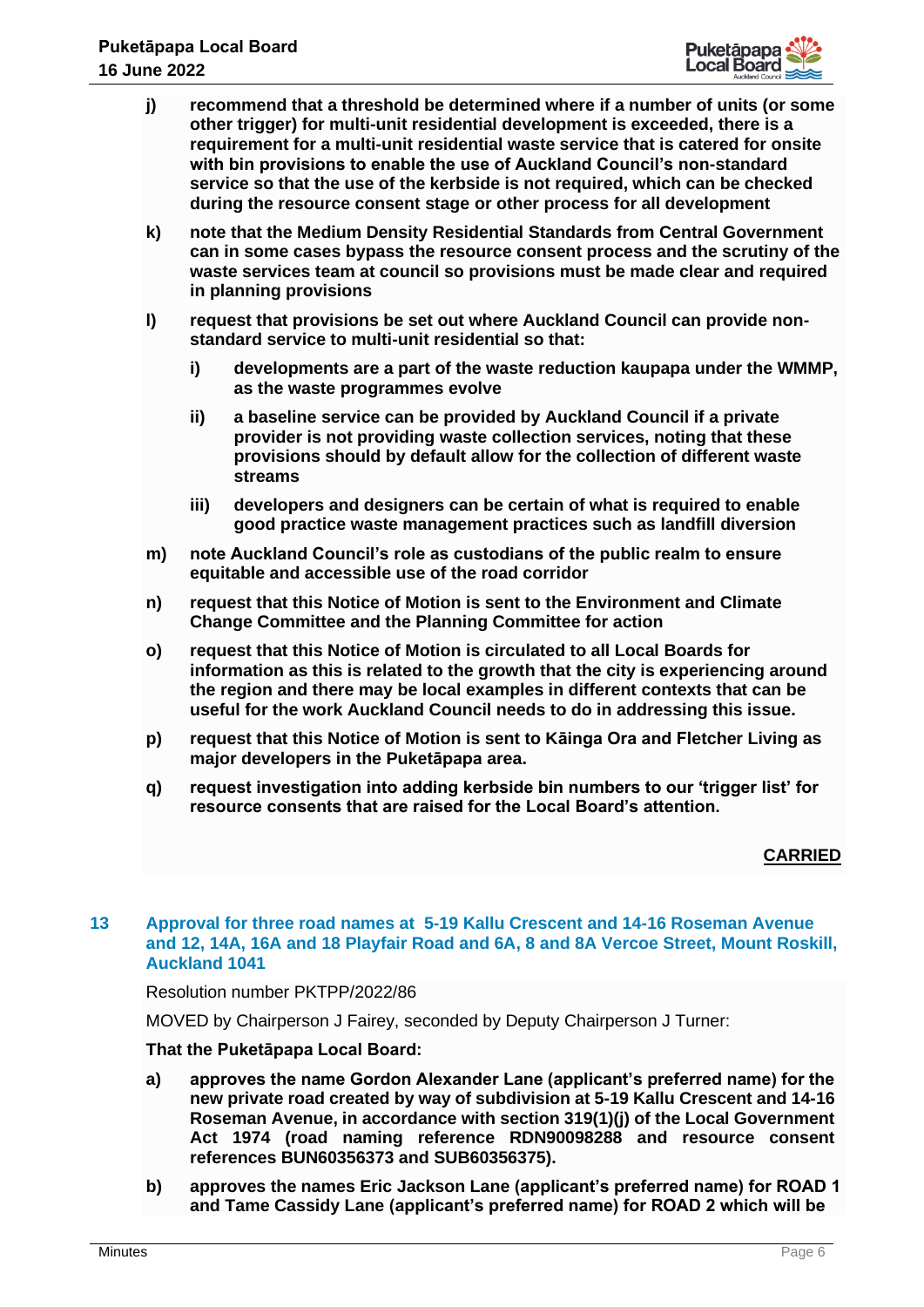j) **recommend that a threshold be determined where if a number of units (or some other trigger) for multi-unit residential development is exceeded, there is a requirement for a multi-unit residential waste service that is catered for onsite with bin provisions to enable the use of Auckland Council's non-standard service so that the use of the kerbside is not required, which can be checked during the resource consent stage or other process for all development**

k) **note that the Medium Density Residential Standards from Central Government can in some cases bypass the resource consent process and the scrutiny of the waste services team at council so provisions must be made clear and required in planning provisions**

l) **request that provisions be set out where Auckland Council can provide non-standard service to multi-unit residential so that:**

   i) **developments are a part of the waste reduction kaupapa under the WMMP, as the waste programmes evolve**

   ii) **a baseline service can be provided by Auckland Council if a private provider is not providing waste collection services, noting that these provisions should by default allow for the collection of different waste streams**

   iii) **developers and designers can be certain of what is required to enable good practice waste management practices such as landfill diversion**

m) **note Auckland Council's role as custodians of the public realm to ensure equitable and accessible use of the road corridor**

n) **request that this Notice of Motion is sent to the Environment and Climate Change Committee and the Planning Committee for action**

o) **request that this Notice of Motion is circulated to all Local Boards for information as this is related to the growth that the city is experiencing around the region and there may be local examples in different contexts that can be useful for the work Auckland Council needs to do in addressing this issue.**

p) **request that this Notice of Motion is sent to Kāinga Ora and Fletcher Living as major developers in the Puketāpapa area.**

q) **request investigation into adding kerbside bin numbers to our 'trigger list' for resource consents that are raised for the Local Board's attention.**

**CARRIED**

## 13 Approval for three road names at 5-19 Kallu Crescent and 14-16 Roseman Avenue and 12, 14A, 16A and 18 Playfair Road and 6A, 8 and 8A Vercoe Street, Mount Roskill, Auckland 1041

Resolution number PKTPP/2022/86

MOVED by Chairperson J Fairey, seconded by Deputy Chairperson J Turner:

**That the Puketāpapa Local Board:**

a) **approves the name Gordon Alexander Lane (applicant's preferred name) for the new private road created by way of subdivision at 5-19 Kallu Crescent and 14-16 Roseman Avenue, in accordance with section 319(1)(j) of the Local Government Act 1974 (road naming reference RDN90098288 and resource consent references BUN60356373 and SUB60356375).**

b) **approves the names Eric Jackson Lane (applicant's preferred name) for ROAD 1 and Tame Cassidy Lane (applicant's preferred name) for ROAD 2 which will be**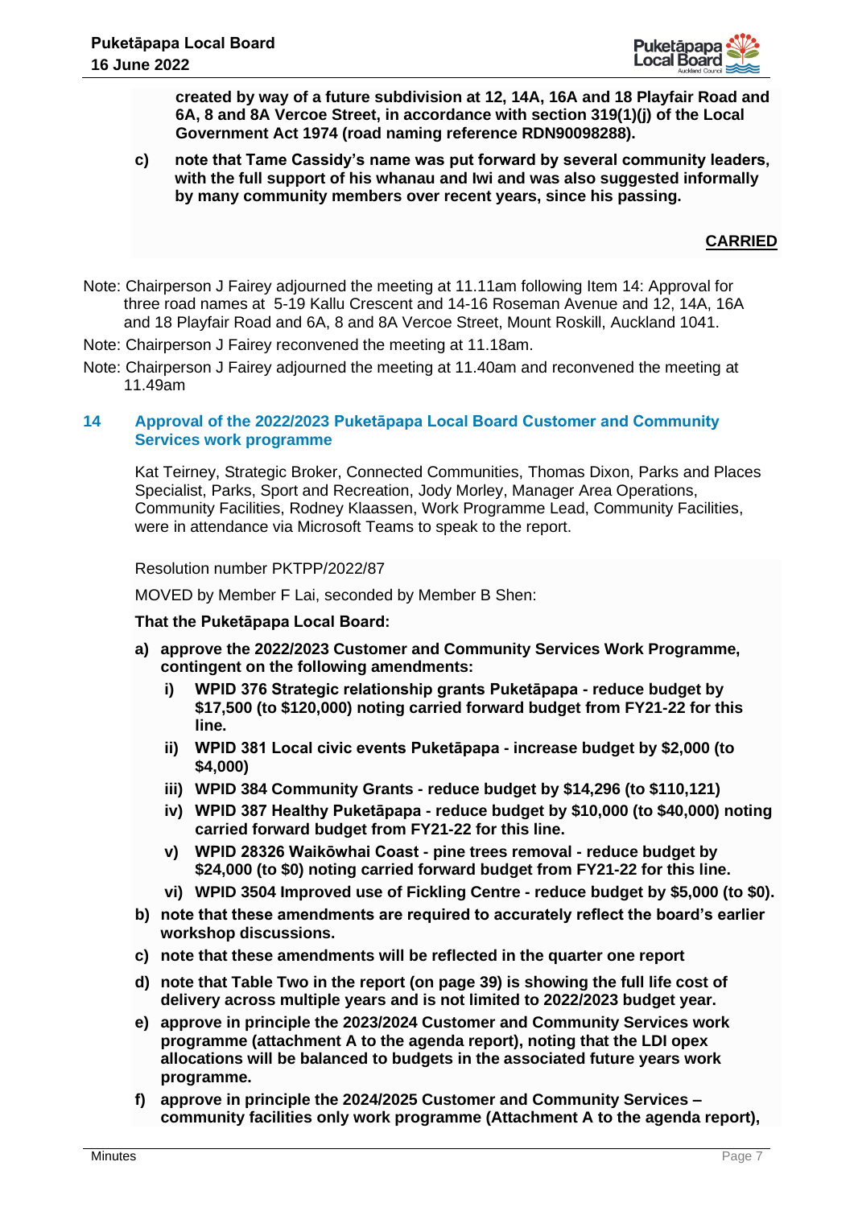**created by way of a future subdivision at 12, 14A, 16A and 18 Playfair Road and 6A, 8 and 8A Vercoe Street, in accordance with section 319(1)(j) of the Local Government Act 1974 (road naming reference RDN90098288).**

**c) note that Tame Cassidy's name was put forward by several community leaders, with the full support of his whanau and Iwi and was also suggested informally by many community members over recent years, since his passing.**

**CARRIED**

Note: Chairperson J Fairey adjourned the meeting at 11.11am following Item 14: Approval for three road names at 5-19 Kallu Crescent and 14-16 Roseman Avenue and 12, 14A, 16A and 18 Playfair Road and 6A, 8 and 8A Vercoe Street, Mount Roskill, Auckland 1041.

Note: Chairperson J Fairey reconvened the meeting at 11.18am.

Note: Chairperson J Fairey adjourned the meeting at 11.40am and reconvened the meeting at 11.49am

## 14 Approval of the 2022/2023 Puketāpapa Local Board Customer and Community Services work programme

Kat Teirney, Strategic Broker, Connected Communities, Thomas Dixon, Parks and Places Specialist, Parks, Sport and Recreation, Jody Morley, Manager Area Operations, Community Facilities, Rodney Klaassen, Work Programme Lead, Community Facilities, were in attendance via Microsoft Teams to speak to the report.

Resolution number PKTPP/2022/87

MOVED by Member F Lai, seconded by Member B Shen:

**That the Puketāpapa Local Board:**

**a) approve the 2022/2023 Customer and Community Services Work Programme, contingent on the following amendments:**

   **i) WPID 376 Strategic relationship grants Puketāpapa - reduce budget by $17,500 (to $120,000) noting carried forward budget from FY21-22 for this line.**

   **ii) WPID 381 Local civic events Puketāpapa - increase budget by $2,000 (to $4,000)**

   **iii) WPID 384 Community Grants - reduce budget by $14,296 (to $110,121)**

   **iv) WPID 387 Healthy Puketāpapa - reduce budget by $10,000 (to $40,000) noting carried forward budget from FY21-22 for this line.**

   **v) WPID 28326 Waikōwhai Coast - pine trees removal - reduce budget by $24,000 (to $0) noting carried forward budget from FY21-22 for this line.**

   **vi) WPID 3504 Improved use of Fickling Centre - reduce budget by $5,000 (to $0).**

**b) note that these amendments are required to accurately reflect the board's earlier workshop discussions.**

**c) note that these amendments will be reflected in the quarter one report**

**d) note that Table Two in the report (on page 39) is showing the full life cost of delivery across multiple years and is not limited to 2022/2023 budget year.**

**e) approve in principle the 2023/2024 Customer and Community Services work programme (attachment A to the agenda report), noting that the LDI opex allocations will be balanced to budgets in the associated future years work programme.**

**f) approve in principle the 2024/2025 Customer and Community Services – community facilities only work programme (Attachment A to the agenda report),**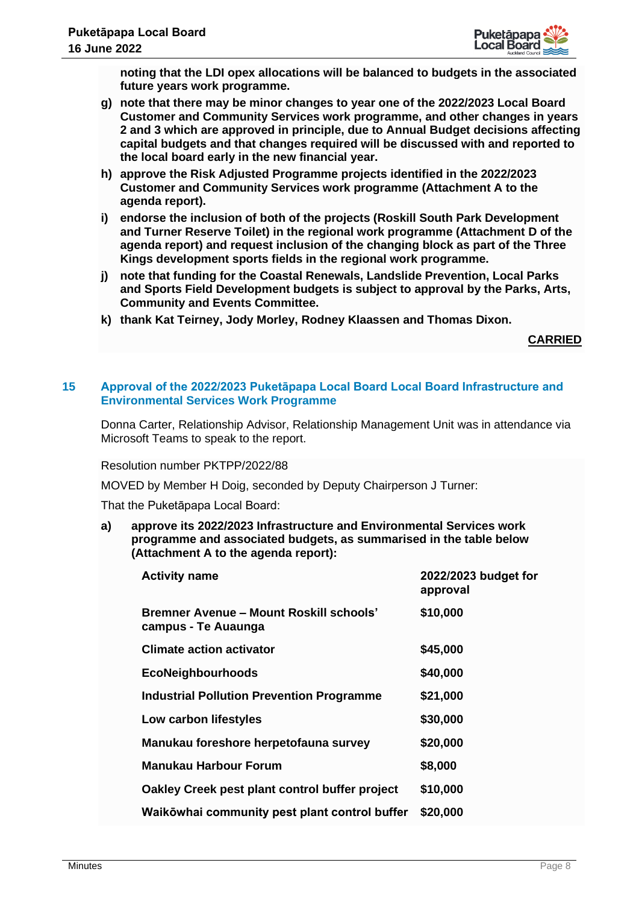**noting that the LDI opex allocations will be balanced to budgets in the associated future years work programme.**

- **g) note that there may be minor changes to year one of the 2022/2023 Local Board Customer and Community Services work programme, and other changes in years 2 and 3 which are approved in principle, due to Annual Budget decisions affecting capital budgets and that changes required will be discussed with and reported to the local board early in the new financial year.**
- **h) approve the Risk Adjusted Programme projects identified in the 2022/2023 Customer and Community Services work programme (Attachment A to the agenda report).**
- **i) endorse the inclusion of both of the projects (Roskill South Park Development and Turner Reserve Toilet) in the regional work programme (Attachment D of the agenda report) and request inclusion of the changing block as part of the Three Kings development sports fields in the regional work programme.**
- **j) note that funding for the Coastal Renewals, Landslide Prevention, Local Parks and Sports Field Development budgets is subject to approval by the Parks, Arts, Community and Events Committee.**
- **k) thank Kat Teirney, Jody Morley, Rodney Klaassen and Thomas Dixon.**

**CARRIED**

## 15 Approval of the 2022/2023 Puketāpapa Local Board Local Board Infrastructure and Environmental Services Work Programme

Donna Carter, Relationship Advisor, Relationship Management Unit was in attendance via Microsoft Teams to speak to the report.

Resolution number PKTPP/2022/88

MOVED by Member H Doig, seconded by Deputy Chairperson J Turner:

That the Puketāpapa Local Board:

**a) approve its 2022/2023 Infrastructure and Environmental Services work programme and associated budgets, as summarised in the table below (Attachment A to the agenda report):**

| Activity name | 2022/2023 budget for approval |
|---|---|
| Bremner Avenue – Mount Roskill schools' campus - Te Auaunga | $10,000 |
| Climate action activator | $45,000 |
| EcoNeighbourhoods | $40,000 |
| Industrial Pollution Prevention Programme | $21,000 |
| Low carbon lifestyles | $30,000 |
| Manukau foreshore herpetofauna survey | $20,000 |
| Manukau Harbour Forum | $8,000 |
| Oakley Creek pest plant control buffer project | $10,000 |
| Waikōwhai community pest plant control buffer | $20,000 |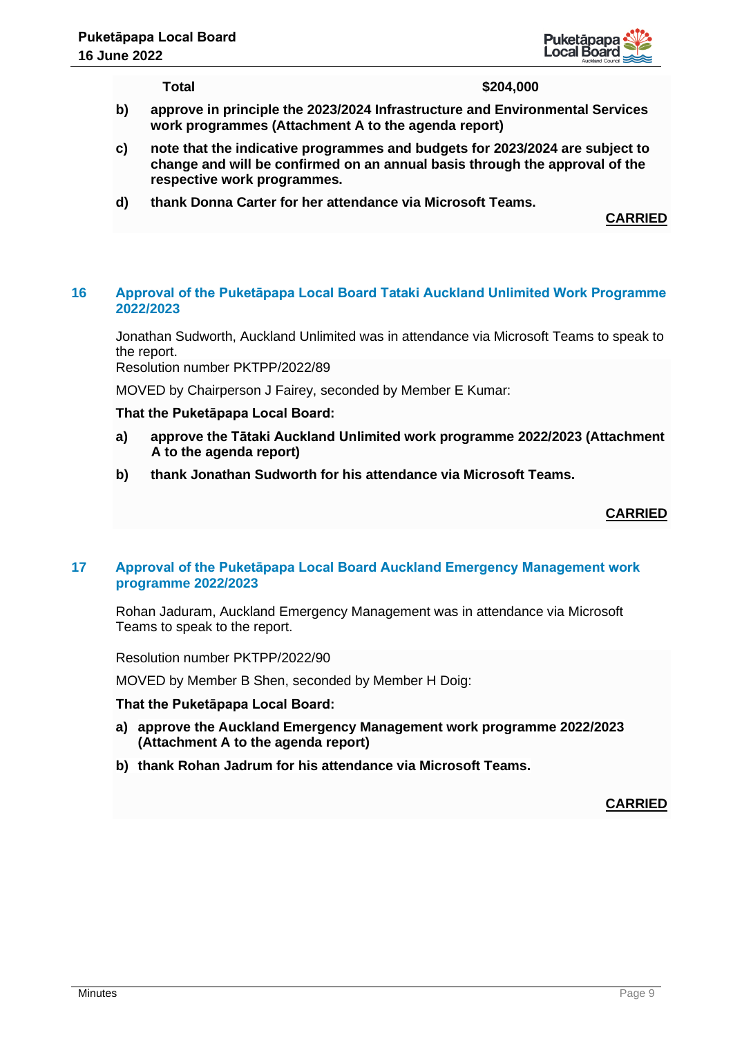| **Total** | **$204,000** |
|---|---|

**b) approve in principle the 2023/2024 Infrastructure and Environmental Services work programmes (Attachment A to the agenda report)**

**c) note that the indicative programmes and budgets for 2023/2024 are subject to change and will be confirmed on an annual basis through the approval of the respective work programmes.**

**d) thank Donna Carter for her attendance via Microsoft Teams.**

**CARRIED**

## 16 Approval of the Puketāpapa Local Board Tataki Auckland Unlimited Work Programme 2022/2023

Jonathan Sudworth, Auckland Unlimited was in attendance via Microsoft Teams to speak to the report.

Resolution number PKTPP/2022/89

MOVED by Chairperson J Fairey, seconded by Member E Kumar:

**That the Puketāpapa Local Board:**

**a) approve the Tātaki Auckland Unlimited work programme 2022/2023 (Attachment A to the agenda report)**

**b) thank Jonathan Sudworth for his attendance via Microsoft Teams.**

**CARRIED**

## 17 Approval of the Puketāpapa Local Board Auckland Emergency Management work programme 2022/2023

Rohan Jaduram, Auckland Emergency Management was in attendance via Microsoft Teams to speak to the report.

Resolution number PKTPP/2022/90

MOVED by Member B Shen, seconded by Member H Doig:

**That the Puketāpapa Local Board:**

**a) approve the Auckland Emergency Management work programme 2022/2023 (Attachment A to the agenda report)**

**b) thank Rohan Jadrum for his attendance via Microsoft Teams.**

**CARRIED**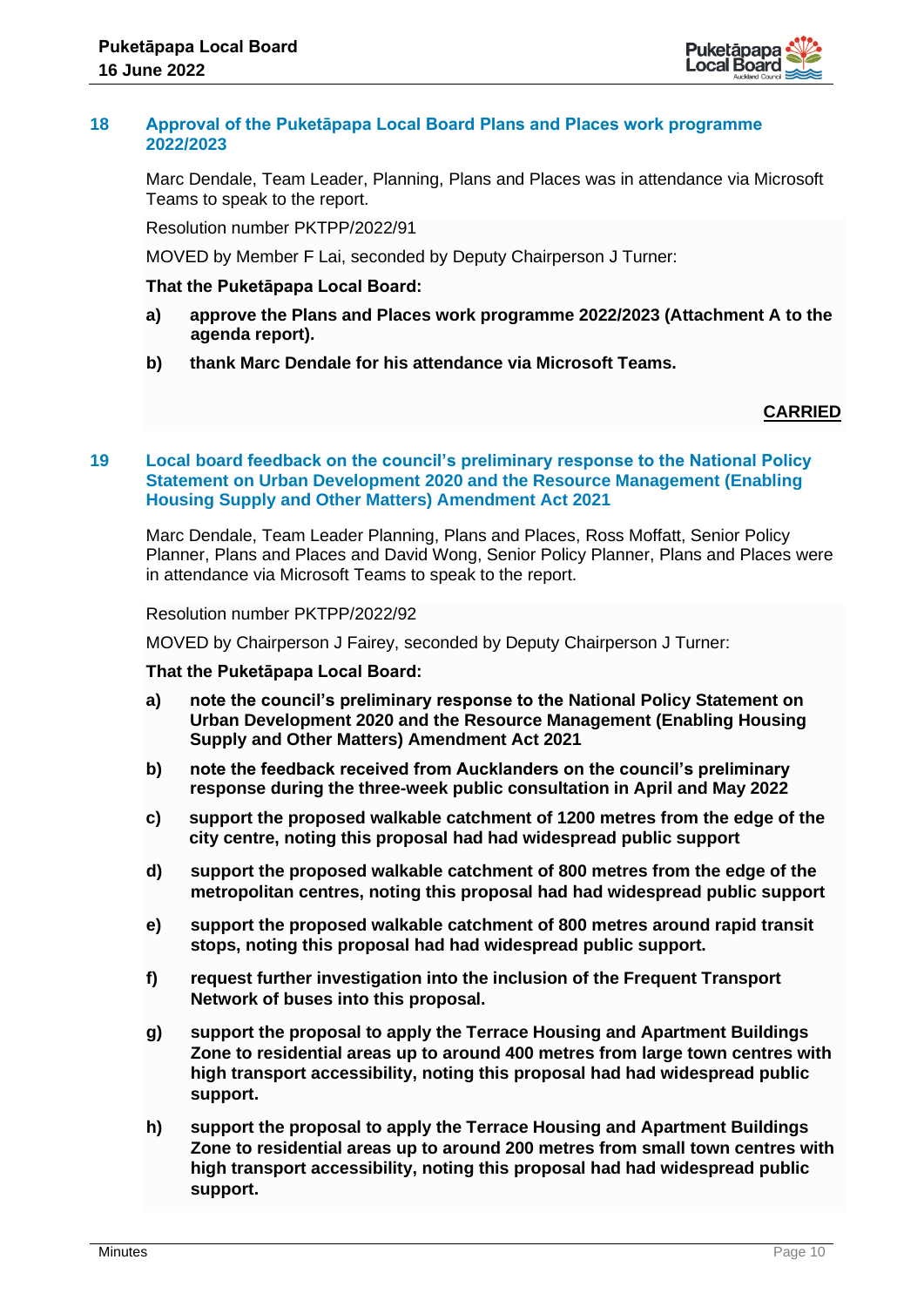## 18 Approval of the Puketāpapa Local Board Plans and Places work programme 2022/2023

Marc Dendale, Team Leader, Planning, Plans and Places was in attendance via Microsoft Teams to speak to the report.

Resolution number PKTPP/2022/91

MOVED by Member F Lai, seconded by Deputy Chairperson J Turner:

**That the Puketāpapa Local Board:**

**a) approve the Plans and Places work programme 2022/2023 (Attachment A to the agenda report).**

**b) thank Marc Dendale for his attendance via Microsoft Teams.**

**CARRIED**

## 19 Local board feedback on the council's preliminary response to the National Policy Statement on Urban Development 2020 and the Resource Management (Enabling Housing Supply and Other Matters) Amendment Act 2021

Marc Dendale, Team Leader Planning, Plans and Places, Ross Moffatt, Senior Policy Planner, Plans and Places and David Wong, Senior Policy Planner, Plans and Places were in attendance via Microsoft Teams to speak to the report.

Resolution number PKTPP/2022/92

MOVED by Chairperson J Fairey, seconded by Deputy Chairperson J Turner:

**That the Puketāpapa Local Board:**

**a) note the council's preliminary response to the National Policy Statement on Urban Development 2020 and the Resource Management (Enabling Housing Supply and Other Matters) Amendment Act 2021**

**b) note the feedback received from Aucklanders on the council's preliminary response during the three-week public consultation in April and May 2022**

**c) support the proposed walkable catchment of 1200 metres from the edge of the city centre, noting this proposal had had widespread public support**

**d) support the proposed walkable catchment of 800 metres from the edge of the metropolitan centres, noting this proposal had had widespread public support**

**e) support the proposed walkable catchment of 800 metres around rapid transit stops, noting this proposal had had widespread public support.**

**f) request further investigation into the inclusion of the Frequent Transport Network of buses into this proposal.**

**g) support the proposal to apply the Terrace Housing and Apartment Buildings Zone to residential areas up to around 400 metres from large town centres with high transport accessibility, noting this proposal had had widespread public support.**

**h) support the proposal to apply the Terrace Housing and Apartment Buildings Zone to residential areas up to around 200 metres from small town centres with high transport accessibility, noting this proposal had had widespread public support.**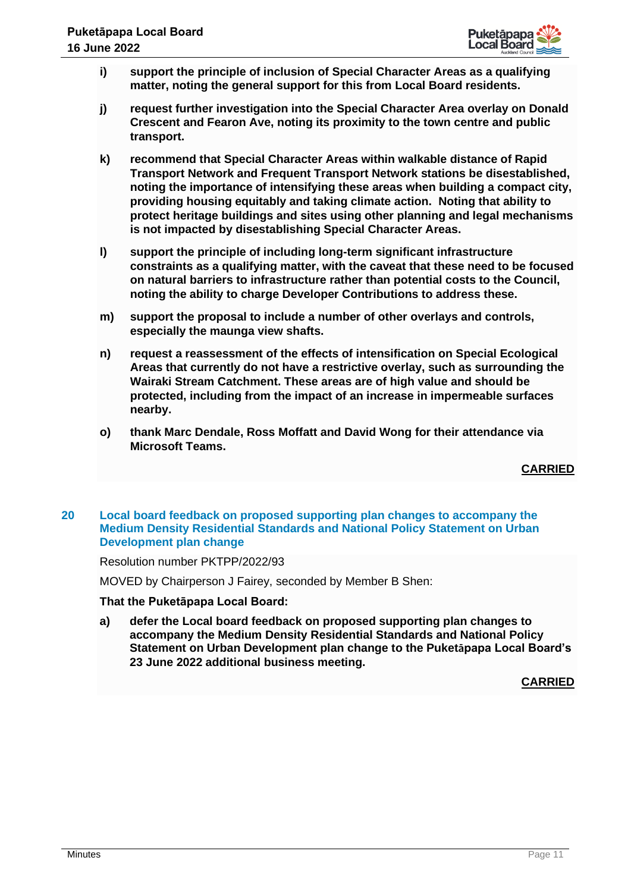i) **support the principle of inclusion of Special Character Areas as a qualifying matter, noting the general support for this from Local Board residents.**

j) **request further investigation into the Special Character Area overlay on Donald Crescent and Fearon Ave, noting its proximity to the town centre and public transport.**

k) **recommend that Special Character Areas within walkable distance of Rapid Transport Network and Frequent Transport Network stations be disestablished, noting the importance of intensifying these areas when building a compact city, providing housing equitably and taking climate action. Noting that ability to protect heritage buildings and sites using other planning and legal mechanisms is not impacted by disestablishing Special Character Areas.**

l) **support the principle of including long-term significant infrastructure constraints as a qualifying matter, with the caveat that these need to be focused on natural barriers to infrastructure rather than potential costs to the Council, noting the ability to charge Developer Contributions to address these.**

m) **support the proposal to include a number of other overlays and controls, especially the maunga view shafts.**

n) **request a reassessment of the effects of intensification on Special Ecological Areas that currently do not have a restrictive overlay, such as surrounding the Wairaki Stream Catchment. These areas are of high value and should be protected, including from the impact of an increase in impermeable surfaces nearby.**

o) **thank Marc Dendale, Ross Moffatt and David Wong for their attendance via Microsoft Teams.**

**CARRIED**

## 20 Local board feedback on proposed supporting plan changes to accompany the Medium Density Residential Standards and National Policy Statement on Urban Development plan change

Resolution number PKTPP/2022/93

MOVED by Chairperson J Fairey, seconded by Member B Shen:

**That the Puketāpapa Local Board:**

a) **defer the Local board feedback on proposed supporting plan changes to accompany the Medium Density Residential Standards and National Policy Statement on Urban Development plan change to the Puketāpapa Local Board's 23 June 2022 additional business meeting.**

**CARRIED**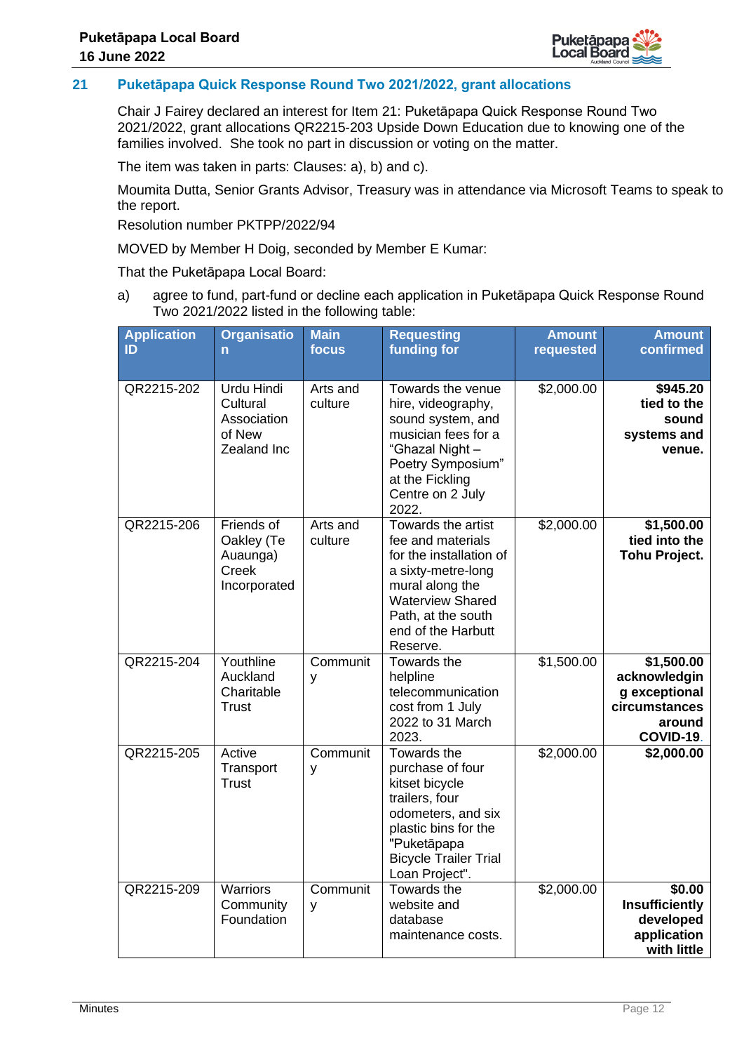## 21 Puketāpapa Quick Response Round Two 2021/2022, grant allocations

Chair J Fairey declared an interest for Item 21: Puketāpapa Quick Response Round Two 2021/2022, grant allocations QR2215-203 Upside Down Education due to knowing one of the families involved. She took no part in discussion or voting on the matter.

The item was taken in parts: Clauses: a), b) and c).

Moumita Dutta, Senior Grants Advisor, Treasury was in attendance via Microsoft Teams to speak to the report.

Resolution number PKTPP/2022/94

MOVED by Member H Doig, seconded by Member E Kumar:

That the Puketāpapa Local Board:

a) agree to fund, part-fund or decline each application in Puketāpapa Quick Response Round Two 2021/2022 listed in the following table:

| Application ID | Organisation | Main focus | Requesting funding for | Amount requested | Amount confirmed |
|---|---|---|---|---|---|
| QR2215-202 | Urdu Hindi Cultural Association of New Zealand Inc | Arts and culture | Towards the venue hire, videography, sound system, and musician fees for a "Ghazal Night – Poetry Symposium" at the Fickling Centre on 2 July 2022. | $2,000.00 | **$945.20 tied to the sound systems and venue.** |
| QR2215-206 | Friends of Oakley (Te Auaunga) Creek Incorporated | Arts and culture | Towards the artist fee and materials for the installation of a sixty-metre-long mural along the Waterview Shared Path, at the south end of the Harbutt Reserve. | $2,000.00 | **$1,500.00 tied into the Tohu Project.** |
| QR2215-204 | Youthline Auckland Charitable Trust | Community | Towards the helpline telecommunication cost from 1 July 2022 to 31 March 2023. | $1,500.00 | **$1,500.00 acknowledging exceptional circumstances around COVID-19.** |
| QR2215-205 | Active Transport Trust | Community | Towards the purchase of four kitset bicycle trailers, four odometers, and six plastic bins for the "Puketāpapa Bicycle Trailer Trial Loan Project". | $2,000.00 | **$2,000.00** |
| QR2215-209 | Warriors Community Foundation | Community | Towards the website and database maintenance costs. | $2,000.00 | **$0.00 Insufficiently developed application with little** |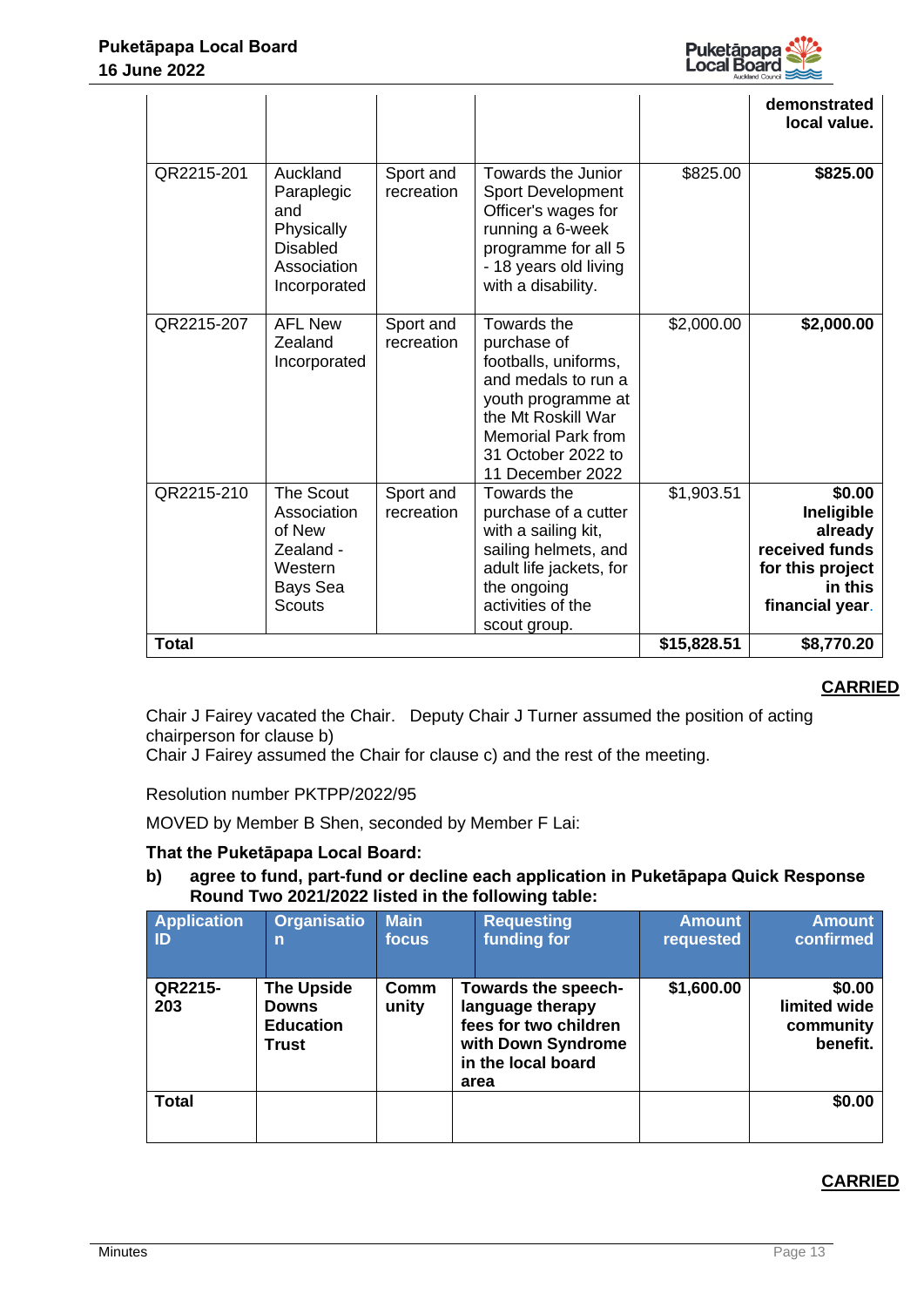| | | | | | demonstrated local value. |
|---|---|---|---|---|---|
| QR2215-201 | Auckland Paraplegic and Physically Disabled Association Incorporated | Sport and recreation | Towards the Junior Sport Development Officer's wages for running a 6-week programme for all 5 - 18 years old living with a disability. | $825.00 | **$825.00** |
| QR2215-207 | AFL New Zealand Incorporated | Sport and recreation | Towards the purchase of footballs, uniforms, and medals to run a youth programme at the Mt Roskill War Memorial Park from 31 October 2022 to 11 December 2022 | $2,000.00 | **$2,000.00** |
| QR2215-210 | The Scout Association of New Zealand - Western Bays Sea Scouts | Sport and recreation | Towards the purchase of a cutter with a sailing kit, sailing helmets, and adult life jackets, for the ongoing activities of the scout group. | $1,903.51 | **$0.00 Ineligible already received funds for this project in this financial year.** |
| **Total** | | | | **$15,828.51** | **$8,770.20** |

**CARRIED**

Chair J Fairey vacated the Chair. Deputy Chair J Turner assumed the position of acting chairperson for clause b)
Chair J Fairey assumed the Chair for clause c) and the rest of the meeting.

Resolution number PKTPP/2022/95

MOVED by Member B Shen, seconded by Member F Lai:

**That the Puketāpapa Local Board:**

**b) agree to fund, part-fund or decline each application in Puketāpapa Quick Response Round Two 2021/2022 listed in the following table:**

| Application ID | Organisation | Main focus | Requesting funding for | Amount requested | Amount confirmed |
|---|---|---|---|---|---|
| **QR2215-203** | **The Upside Downs Education Trust** | **Community** | **Towards the speech-language therapy fees for two children with Down Syndrome in the local board area** | **$1,600.00** | **$0.00 limited wide community benefit.** |
| **Total** | | | | | **$0.00** |

**CARRIED**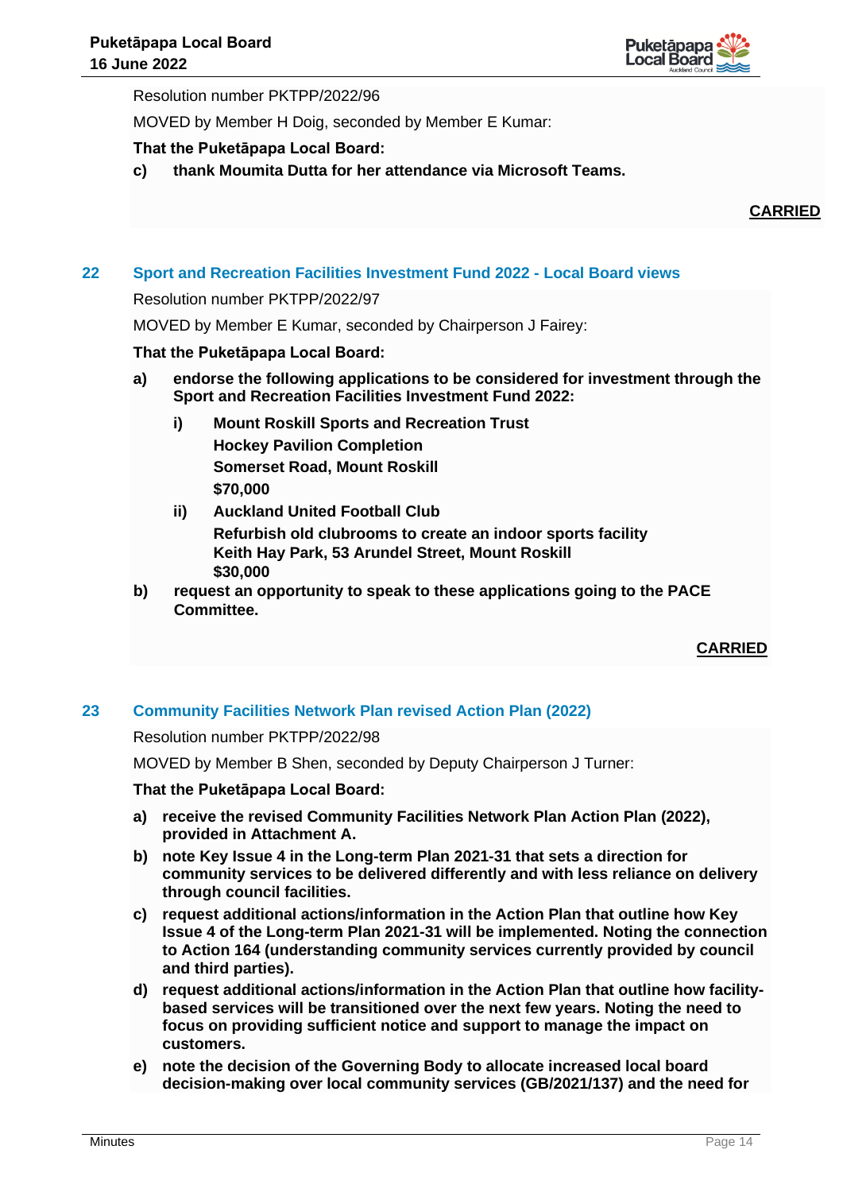Resolution number PKTPP/2022/96

MOVED by Member H Doig, seconded by Member E Kumar:

**That the Puketāpapa Local Board:**

**c) thank Moumita Dutta for her attendance via Microsoft Teams.**

**CARRIED**

## 22 Sport and Recreation Facilities Investment Fund 2022 - Local Board views

Resolution number PKTPP/2022/97

MOVED by Member E Kumar, seconded by Chairperson J Fairey:

**That the Puketāpapa Local Board:**

**a) endorse the following applications to be considered for investment through the Sport and Recreation Facilities Investment Fund 2022:**

   **i) Mount Roskill Sports and Recreation Trust**
   **Hockey Pavilion Completion**
   **Somerset Road, Mount Roskill**
   **$70,000**

   **ii) Auckland United Football Club**
   **Refurbish old clubrooms to create an indoor sports facility**
   **Keith Hay Park, 53 Arundel Street, Mount Roskill**
   **$30,000**

**b) request an opportunity to speak to these applications going to the PACE Committee.**

**CARRIED**

## 23 Community Facilities Network Plan revised Action Plan (2022)

Resolution number PKTPP/2022/98

MOVED by Member B Shen, seconded by Deputy Chairperson J Turner:

**That the Puketāpapa Local Board:**

**a) receive the revised Community Facilities Network Plan Action Plan (2022), provided in Attachment A.**

**b) note Key Issue 4 in the Long-term Plan 2021-31 that sets a direction for community services to be delivered differently and with less reliance on delivery through council facilities.**

**c) request additional actions/information in the Action Plan that outline how Key Issue 4 of the Long-term Plan 2021-31 will be implemented. Noting the connection to Action 164 (understanding community services currently provided by council and third parties).**

**d) request additional actions/information in the Action Plan that outline how facility-based services will be transitioned over the next few years. Noting the need to focus on providing sufficient notice and support to manage the impact on customers.**

**e) note the decision of the Governing Body to allocate increased local board decision-making over local community services (GB/2021/137) and the need for**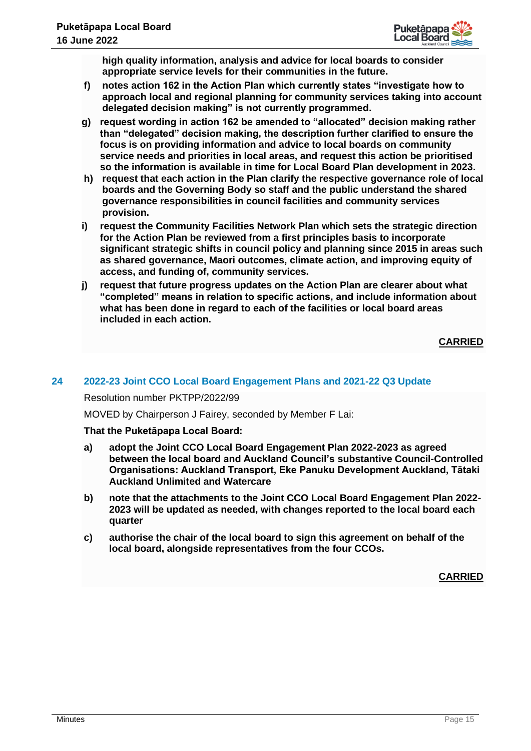**high quality information, analysis and advice for local boards to consider appropriate service levels for their communities in the future.**

f) **notes action 162 in the Action Plan which currently states "investigate how to approach local and regional planning for community services taking into account delegated decision making" is not currently programmed.**

g) **request wording in action 162 be amended to "allocated" decision making rather than "delegated" decision making, the description further clarified to ensure the focus is on providing information and advice to local boards on community service needs and priorities in local areas, and request this action be prioritised so the information is available in time for Local Board Plan development in 2023.**

h) **request that each action in the Plan clarify the respective governance role of local boards and the Governing Body so staff and the public understand the shared governance responsibilities in council facilities and community services provision.**

i) **request the Community Facilities Network Plan which sets the strategic direction for the Action Plan be reviewed from a first principles basis to incorporate significant strategic shifts in council policy and planning since 2015 in areas such as shared governance, Maori outcomes, climate action, and improving equity of access, and funding of, community services.**

j) **request that future progress updates on the Action Plan are clearer about what "completed" means in relation to specific actions, and include information about what has been done in regard to each of the facilities or local board areas included in each action.**

**CARRIED**

## 24 2022-23 Joint CCO Local Board Engagement Plans and 2021-22 Q3 Update

Resolution number PKTPP/2022/99

MOVED by Chairperson J Fairey, seconded by Member F Lai:

**That the Puketāpapa Local Board:**

a) **adopt the Joint CCO Local Board Engagement Plan 2022-2023 as agreed between the local board and Auckland Council's substantive Council-Controlled Organisations: Auckland Transport, Eke Panuku Development Auckland, Tātaki Auckland Unlimited and Watercare**

b) **note that the attachments to the Joint CCO Local Board Engagement Plan 2022-2023 will be updated as needed, with changes reported to the local board each quarter**

c) **authorise the chair of the local board to sign this agreement on behalf of the local board, alongside representatives from the four CCOs.**

**CARRIED**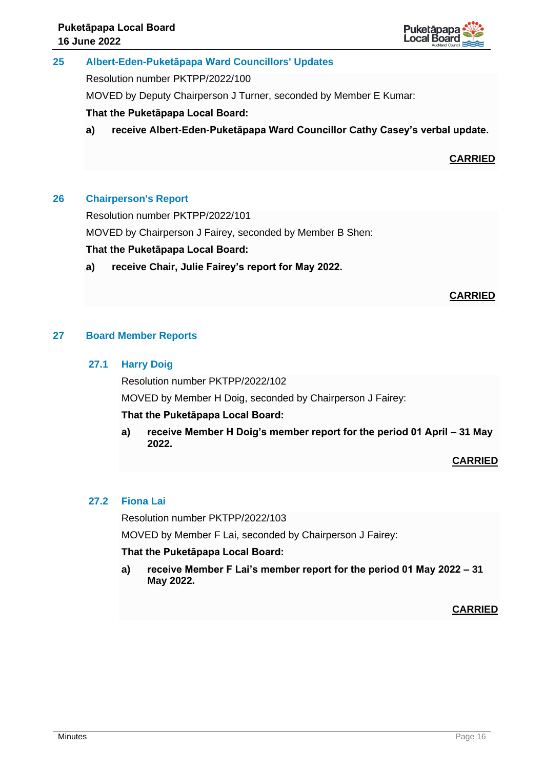## 25 Albert-Eden-Puketāpapa Ward Councillors' Updates

Resolution number PKTPP/2022/100

MOVED by Deputy Chairperson J Turner, seconded by Member E Kumar:

**That the Puketāpapa Local Board:**

**a) receive Albert-Eden-Puketāpapa Ward Councillor Cathy Casey's verbal update.**

**CARRIED**

## 26 Chairperson's Report

Resolution number PKTPP/2022/101

MOVED by Chairperson J Fairey, seconded by Member B Shen:

**That the Puketāpapa Local Board:**

**a) receive Chair, Julie Fairey's report for May 2022.**

**CARRIED**

## 27 Board Member Reports

### 27.1 Harry Doig

Resolution number PKTPP/2022/102

MOVED by Member H Doig, seconded by Chairperson J Fairey:

**That the Puketāpapa Local Board:**

**a) receive Member H Doig's member report for the period 01 April – 31 May 2022.**

**CARRIED**

### 27.2 Fiona Lai

Resolution number PKTPP/2022/103

MOVED by Member F Lai, seconded by Chairperson J Fairey:

**That the Puketāpapa Local Board:**

**a) receive Member F Lai's member report for the period 01 May 2022 – 31 May 2022.**

**CARRIED**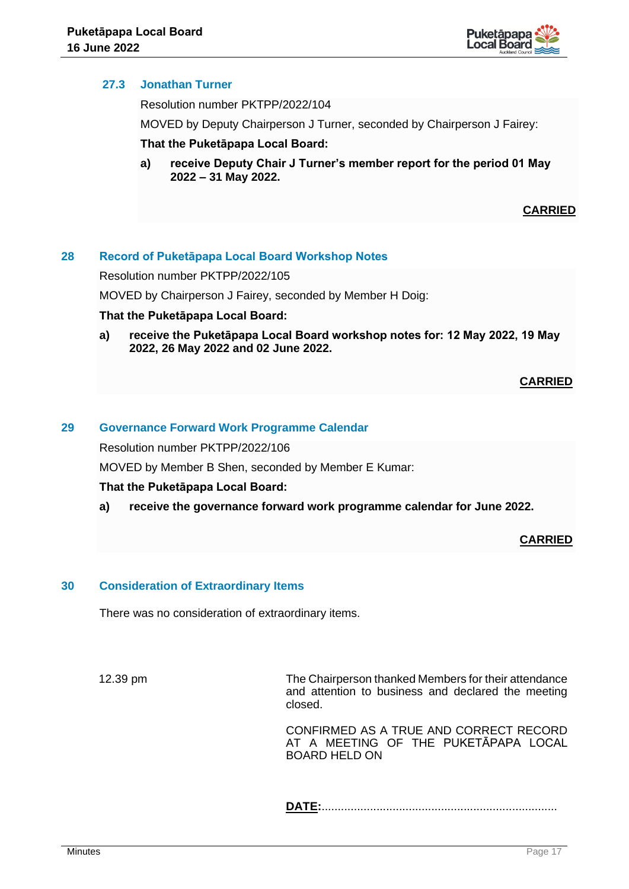### 27.3 Jonathan Turner

Resolution number PKTPP/2022/104

MOVED by Deputy Chairperson J Turner, seconded by Chairperson J Fairey:

**That the Puketāpapa Local Board:**

**a) receive Deputy Chair J Turner's member report for the period 01 May 2022 – 31 May 2022.**

**CARRIED**

## 28 Record of Puketāpapa Local Board Workshop Notes

Resolution number PKTPP/2022/105

MOVED by Chairperson J Fairey, seconded by Member H Doig:

**That the Puketāpapa Local Board:**

**a) receive the Puketāpapa Local Board workshop notes for: 12 May 2022, 19 May 2022, 26 May 2022 and 02 June 2022.**

**CARRIED**

## 29 Governance Forward Work Programme Calendar

Resolution number PKTPP/2022/106

MOVED by Member B Shen, seconded by Member E Kumar:

**That the Puketāpapa Local Board:**

**a) receive the governance forward work programme calendar for June 2022.**

**CARRIED**

## 30 Consideration of Extraordinary Items

There was no consideration of extraordinary items.

12.39 pm

The Chairperson thanked Members for their attendance and attention to business and declared the meeting closed.

CONFIRMED AS A TRUE AND CORRECT RECORD AT A MEETING OF THE PUKETĀPAPA LOCAL BOARD HELD ON

**DATE:**.........................................................................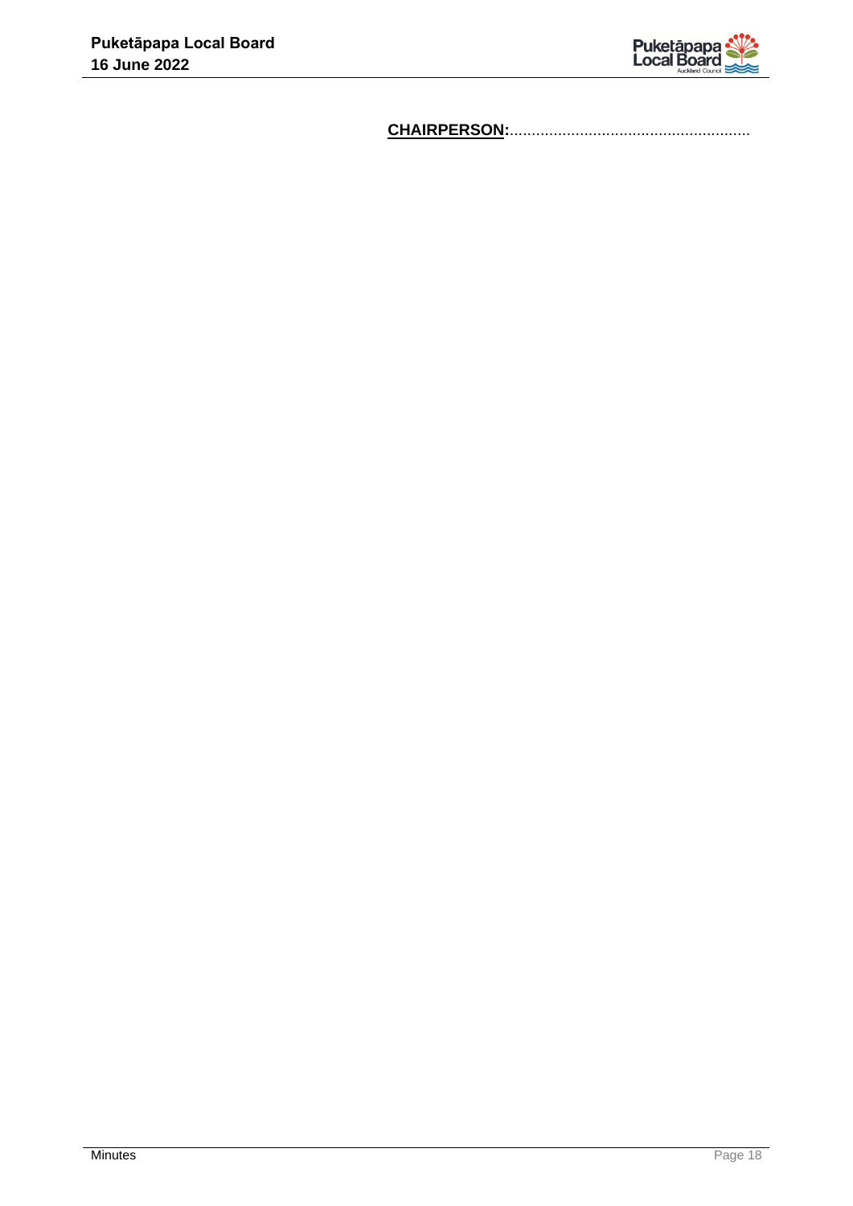**CHAIRPERSON:**........................................................